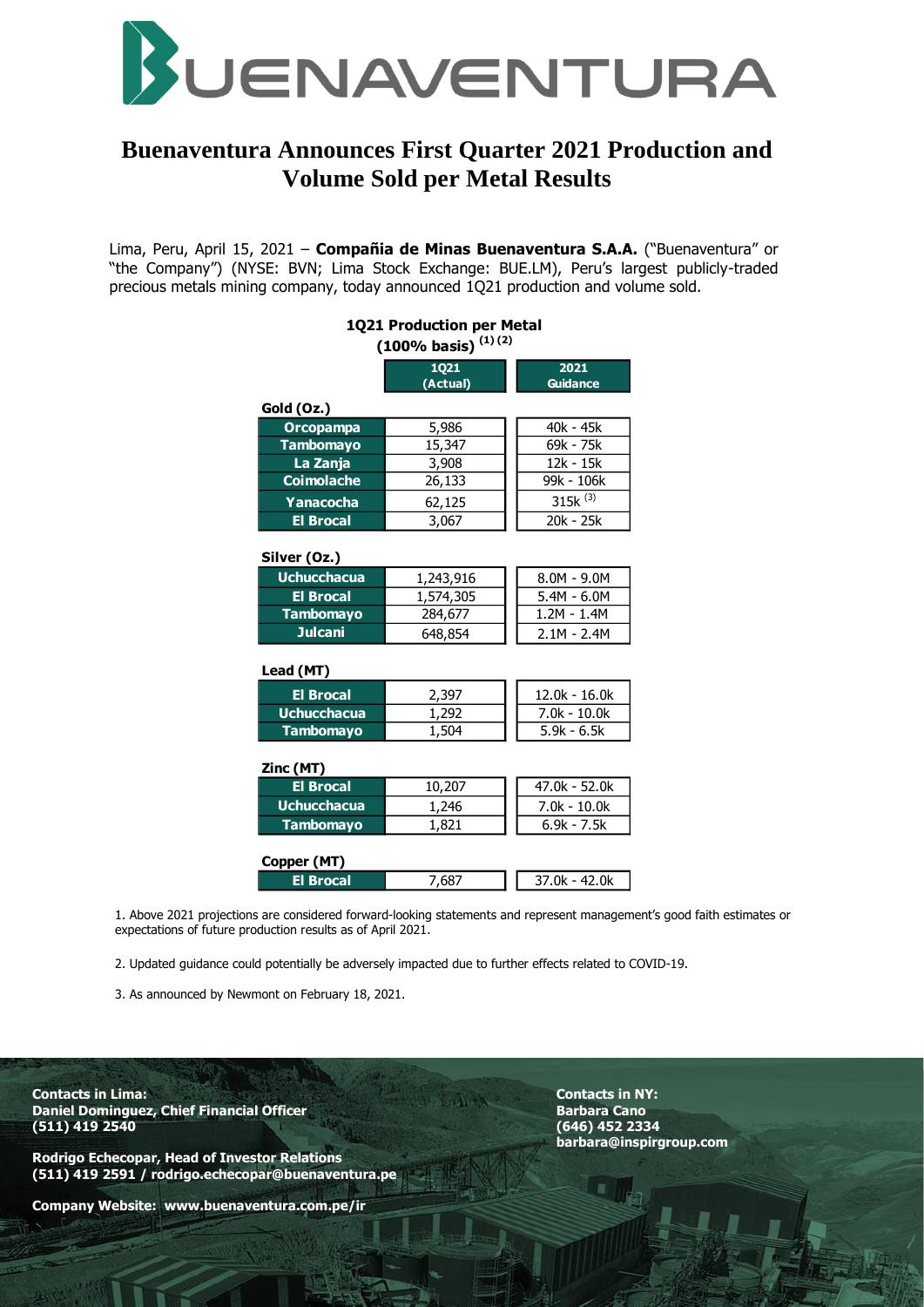# BUENAVENTURA

## Buenaventura Announces First Quarter 2021 Production and Volume Sold per Metal Results

Lima, Peru, April 15, 2021 – **Compañia de Minas Buenaventura S.A.A.** ("Buenaventura" or "the Company") (NYSE: BVN; Lima Stock Exchange: BUE.LM), Peru's largest publicly-traded precious metals mining company, today announced 1Q21 production and volume sold.

**1Q21 Production per Metal (100% basis) (1) (2)**

| | 1Q21 (Actual) | 2021 Guidance |
|---|---|---|
| **Gold (Oz.)** | | |
| Orcopampa | 5,986 | 40k - 45k |
| Tambomayo | 15,347 | 69k - 75k |
| La Zanja | 3,908 | 12k - 15k |
| Coimolache | 26,133 | 99k - 106k |
| Yanacocha | 62,125 | 315k (3) |
| El Brocal | 3,067 | 20k - 25k |
| **Silver (Oz.)** | | |
| Uchucchacua | 1,243,916 | 8.0M - 9.0M |
| El Brocal | 1,574,305 | 5.4M - 6.0M |
| Tambomayo | 284,677 | 1.2M - 1.4M |
| Julcani | 648,854 | 2.1M - 2.4M |
| **Lead (MT)** | | |
| El Brocal | 2,397 | 12.0k - 16.0k |
| Uchucchacua | 1,292 | 7.0k - 10.0k |
| Tambomayo | 1,504 | 5.9k - 6.5k |
| **Zinc (MT)** | | |
| El Brocal | 10,207 | 47.0k - 52.0k |
| Uchucchacua | 1,246 | 7.0k - 10.0k |
| Tambomayo | 1,821 | 6.9k - 7.5k |
| **Copper (MT)** | | |
| El Brocal | 7,687 | 37.0k - 42.0k |

1. Above 2021 projections are considered forward-looking statements and represent management's good faith estimates or expectations of future production results as of April 2021.

2. Updated guidance could potentially be adversely impacted due to further effects related to COVID-19.

3. As announced by Newmont on February 18, 2021.

**Contacts in Lima:**
**Daniel Dominguez, Chief Financial Officer**
**(511) 419 2540**

**Rodrigo Echecopar, Head of Investor Relations**
**(511) 419 2591 / rodrigo.echecopar@buenaventura.pe**

**Company Website: www.buenaventura.com.pe/ir**

**Contacts in NY:**
**Barbara Cano**
**(646) 452 2334**
**barbara@inspirgroup.com**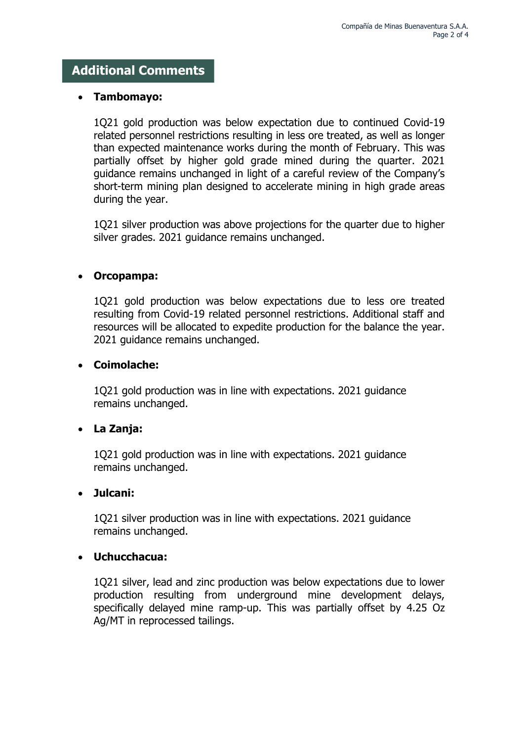## Additional Comments

- **Tambomayo:**

  1Q21 gold production was below expectation due to continued Covid-19 related personnel restrictions resulting in less ore treated, as well as longer than expected maintenance works during the month of February. This was partially offset by higher gold grade mined during the quarter. 2021 guidance remains unchanged in light of a careful review of the Company's short-term mining plan designed to accelerate mining in high grade areas during the year.

  1Q21 silver production was above projections for the quarter due to higher silver grades. 2021 guidance remains unchanged.

- **Orcopampa:**

  1Q21 gold production was below expectations due to less ore treated resulting from Covid-19 related personnel restrictions. Additional staff and resources will be allocated to expedite production for the balance the year. 2021 guidance remains unchanged.

- **Coimolache:**

  1Q21 gold production was in line with expectations. 2021 guidance remains unchanged.

- **La Zanja:**

  1Q21 gold production was in line with expectations. 2021 guidance remains unchanged.

- **Julcani:**

  1Q21 silver production was in line with expectations. 2021 guidance remains unchanged.

- **Uchucchacua:**

  1Q21 silver, lead and zinc production was below expectations due to lower production resulting from underground mine development delays, specifically delayed mine ramp-up. This was partially offset by 4.25 Oz Ag/MT in reprocessed tailings.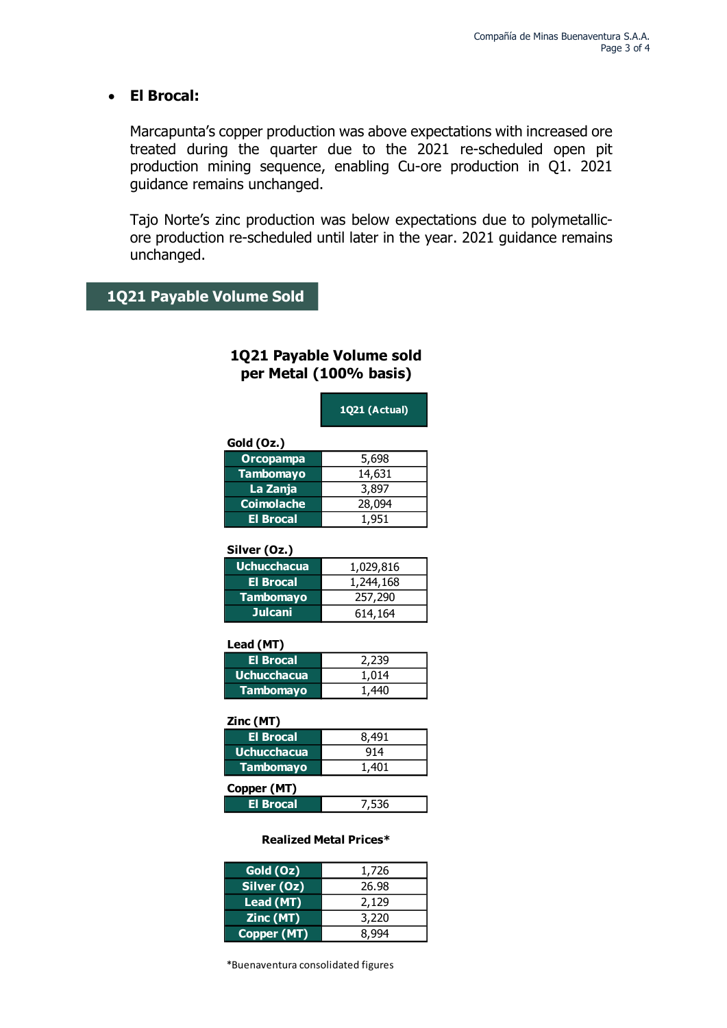- **El Brocal:**

  Marcapunta's copper production was above expectations with increased ore treated during the quarter due to the 2021 re-scheduled open pit production mining sequence, enabling Cu-ore production in Q1. 2021 guidance remains unchanged.

  Tajo Norte's zinc production was below expectations due to polymetallic-ore production re-scheduled until later in the year. 2021 guidance remains unchanged.

## 1Q21 Payable Volume Sold

**1Q21 Payable Volume sold per Metal (100% basis)**

| | 1Q21 (Actual) |
|---|---|
| **Gold (Oz.)** | |
| Orcopampa | 5,698 |
| Tambomayo | 14,631 |
| La Zanja | 3,897 |
| Coimolache | 28,094 |
| El Brocal | 1,951 |
| **Silver (Oz.)** | |
| Uchucchacua | 1,029,816 |
| El Brocal | 1,244,168 |
| Tambomayo | 257,290 |
| Julcani | 614,164 |
| **Lead (MT)** | |
| El Brocal | 2,239 |
| Uchucchacua | 1,014 |
| Tambomayo | 1,440 |
| **Zinc (MT)** | |
| El Brocal | 8,491 |
| Uchucchacua | 914 |
| Tambomayo | 1,401 |
| **Copper (MT)** | |
| El Brocal | 7,536 |

**Realized Metal Prices***

| | |
|---|---|
| Gold (Oz) | 1,726 |
| Silver (Oz) | 26.98 |
| Lead (MT) | 2,129 |
| Zinc (MT) | 3,220 |
| Copper (MT) | 8,994 |

*Buenaventura consolidated figures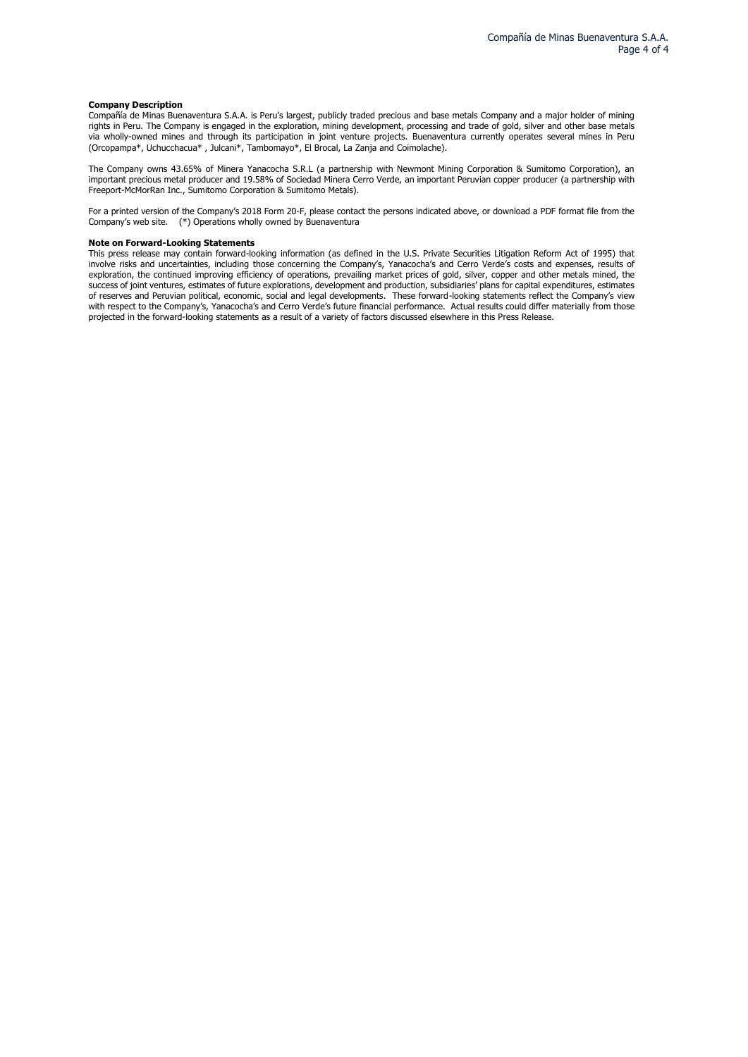**Company Description**

Compañía de Minas Buenaventura S.A.A. is Peru's largest, publicly traded precious and base metals Company and a major holder of mining rights in Peru. The Company is engaged in the exploration, mining development, processing and trade of gold, silver and other base metals via wholly-owned mines and through its participation in joint venture projects. Buenaventura currently operates several mines in Peru (Orcopampa*, Uchucchacua* , Julcani*, Tambomayo*, El Brocal, La Zanja and Coimolache).

The Company owns 43.65% of Minera Yanacocha S.R.L (a partnership with Newmont Mining Corporation & Sumitomo Corporation), an important precious metal producer and 19.58% of Sociedad Minera Cerro Verde, an important Peruvian copper producer (a partnership with Freeport-McMorRan Inc., Sumitomo Corporation & Sumitomo Metals).

For a printed version of the Company's 2018 Form 20-F, please contact the persons indicated above, or download a PDF format file from the Company's web site. (*) Operations wholly owned by Buenaventura

**Note on Forward-Looking Statements**

This press release may contain forward-looking information (as defined in the U.S. Private Securities Litigation Reform Act of 1995) that involve risks and uncertainties, including those concerning the Company's, Yanacocha's and Cerro Verde's costs and expenses, results of exploration, the continued improving efficiency of operations, prevailing market prices of gold, silver, copper and other metals mined, the success of joint ventures, estimates of future explorations, development and production, subsidiaries' plans for capital expenditures, estimates of reserves and Peruvian political, economic, social and legal developments. These forward-looking statements reflect the Company's view with respect to the Company's, Yanacocha's and Cerro Verde's future financial performance. Actual results could differ materially from those projected in the forward-looking statements as a result of a variety of factors discussed elsewhere in this Press Release.